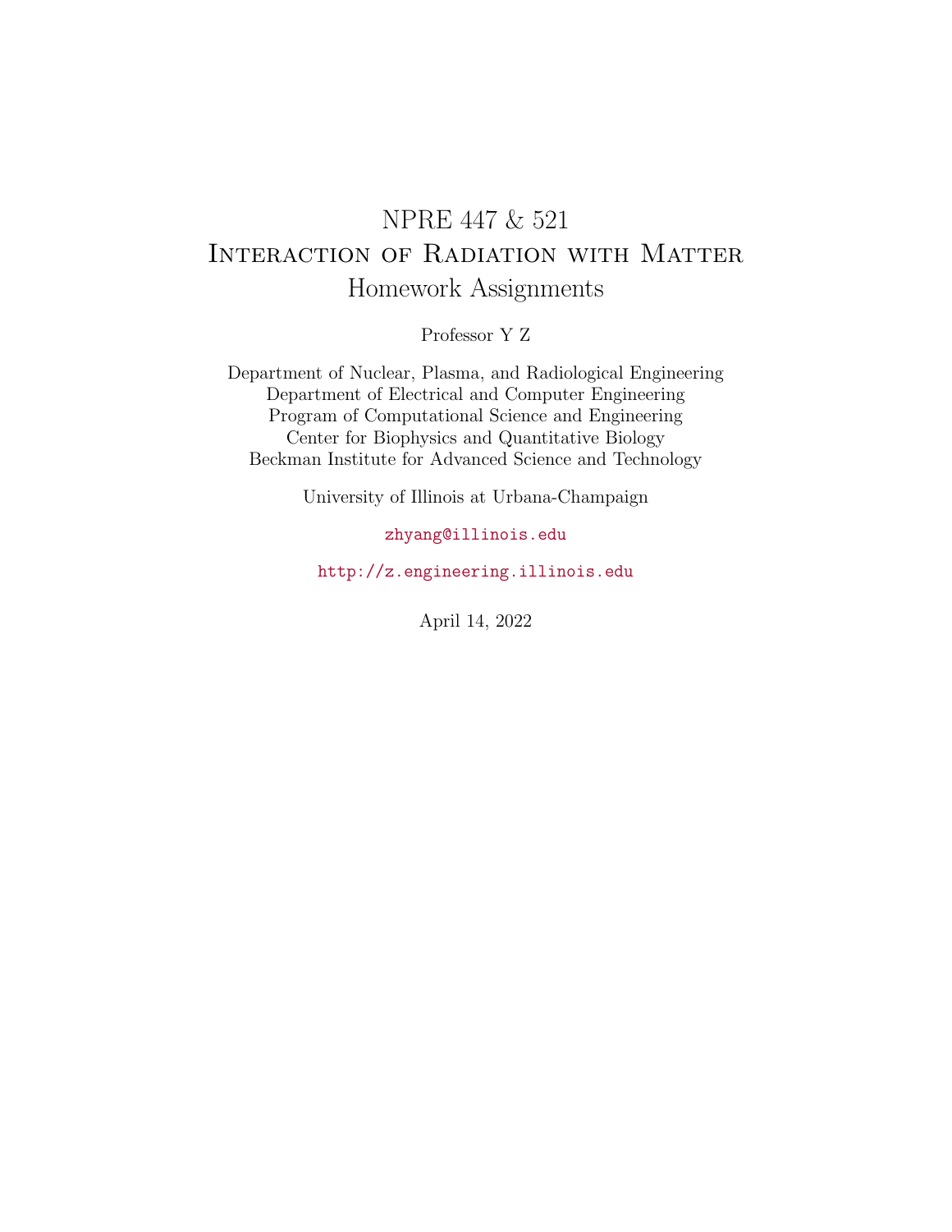# NPRE 447 & 521
# Interaction of Radiation with Matter
## Homework Assignments

Professor Y Z

Department of Nuclear, Plasma, and Radiological Engineering
Department of Electrical and Computer Engineering
Program of Computational Science and Engineering
Center for Biophysics and Quantitative Biology
Beckman Institute for Advanced Science and Technology

University of Illinois at Urbana-Champaign

zhyang@illinois.edu

http://z.engineering.illinois.edu

April 14, 2022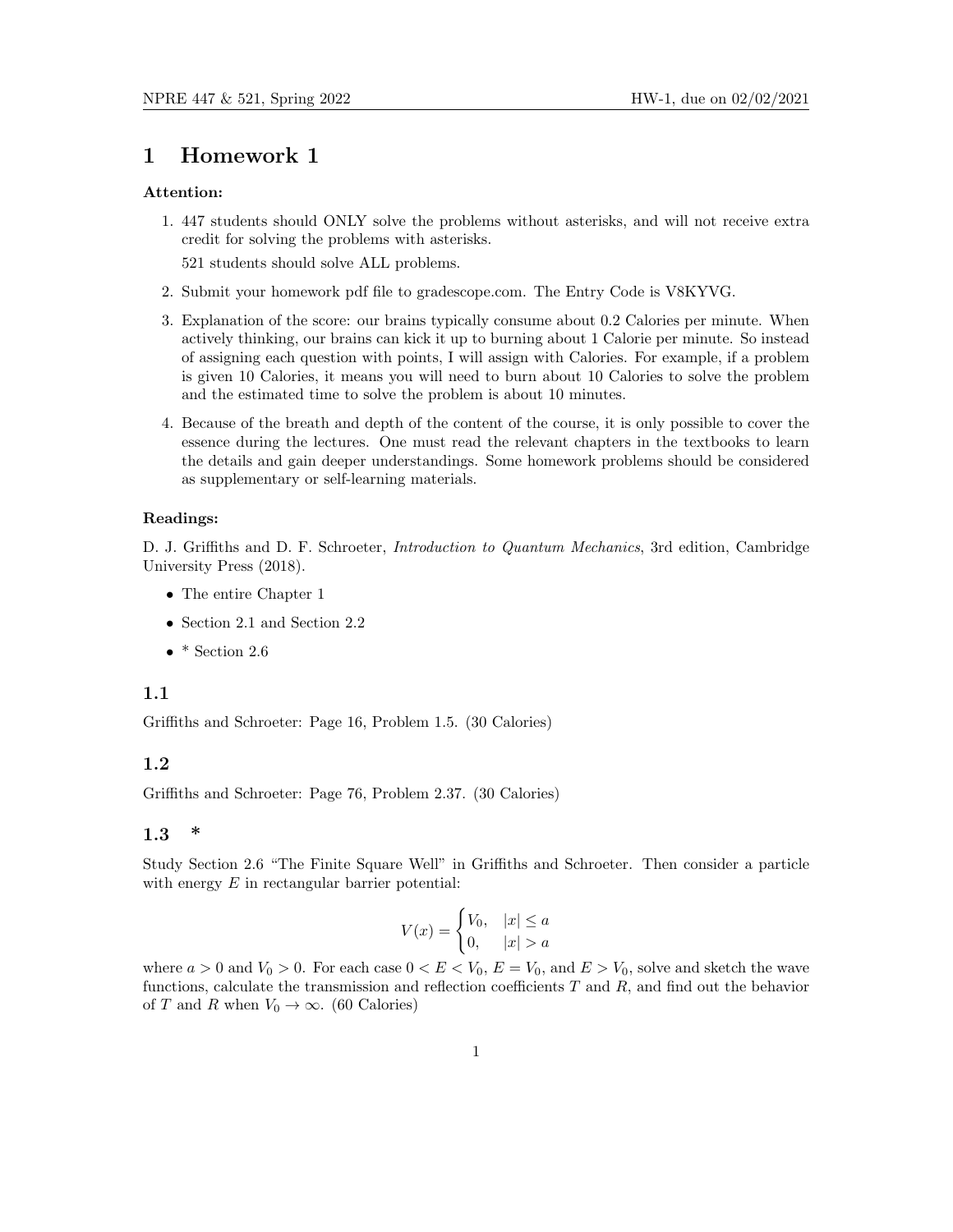# 1 Homework 1

**Attention:**

1. 447 students should ONLY solve the problems without asterisks, and will not receive extra credit for solving the problems with asterisks.

   521 students should solve ALL problems.

2. Submit your homework pdf file to gradescope.com. The Entry Code is V8KYVG.

3. Explanation of the score: our brains typically consume about 0.2 Calories per minute. When actively thinking, our brains can kick it up to burning about 1 Calorie per minute. So instead of assigning each question with points, I will assign with Calories. For example, if a problem is given 10 Calories, it means you will need to burn about 10 Calories to solve the problem and the estimated time to solve the problem is about 10 minutes.

4. Because of the breath and depth of the content of the course, it is only possible to cover the essence during the lectures. One must read the relevant chapters in the textbooks to learn the details and gain deeper understandings. Some homework problems should be considered as supplementary or self-learning materials.

**Readings:**

D. J. Griffiths and D. F. Schroeter, *Introduction to Quantum Mechanics*, 3rd edition, Cambridge University Press (2018).

- The entire Chapter 1
- Section 2.1 and Section 2.2
- * Section 2.6

## 1.1

Griffiths and Schroeter: Page 16, Problem 1.5. (30 Calories)

## 1.2

Griffiths and Schroeter: Page 76, Problem 2.37. (30 Calories)

## 1.3 *

Study Section 2.6 "The Finite Square Well" in Griffiths and Schroeter. Then consider a particle with energy $E$ in rectangular barrier potential:

$$V(x) = \begin{cases} V_0, & |x| \leq a \\ 0, & |x| > a \end{cases}$$

where $a > 0$ and $V_0 > 0$. For each case $0 < E < V_0$, $E = V_0$, and $E > V_0$, solve and sketch the wave functions, calculate the transmission and reflection coefficients $T$ and $R$, and find out the behavior of $T$ and $R$ when $V_0 \to \infty$. (60 Calories)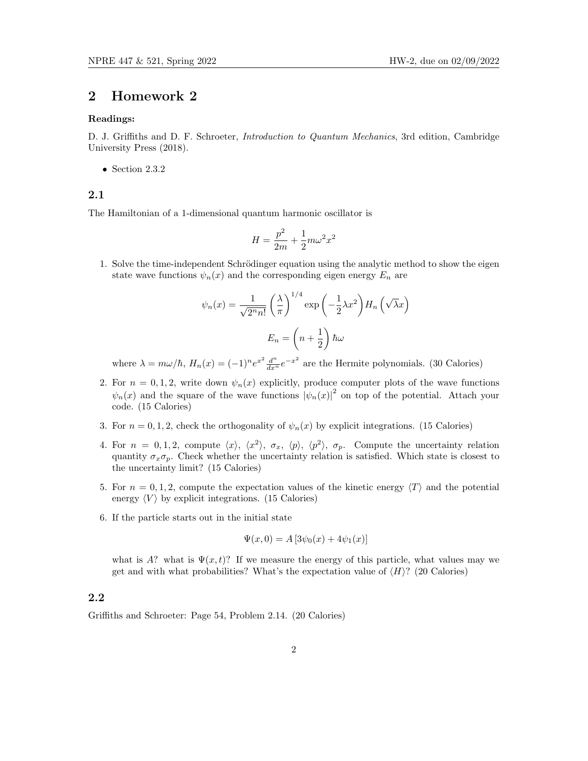## 2 Homework 2

**Readings:**

D. J. Griffiths and D. F. Schroeter, *Introduction to Quantum Mechanics*, 3rd edition, Cambridge University Press (2018).

- Section 2.3.2

### 2.1

The Hamiltonian of a 1-dimensional quantum harmonic oscillator is

$$H = \frac{p^2}{2m} + \frac{1}{2}m\omega^2 x^2$$

1. Solve the time-independent Schrödinger equation using the analytic method to show the eigen state wave functions $\psi_n(x)$ and the corresponding eigen energy $E_n$ are

$$\psi_n(x) = \frac{1}{\sqrt{2^n n!}}\left(\frac{\lambda}{\pi}\right)^{1/4} \exp\left(-\frac{1}{2}\lambda x^2\right) H_n\left(\sqrt{\lambda}x\right)$$

$$E_n = \left(n + \frac{1}{2}\right)\hbar\omega$$

   where $\lambda = m\omega/\hbar$, $H_n(x) = (-1)^n e^{x^2} \frac{d^n}{dx^n} e^{-x^2}$ are the Hermite polynomials. (30 Calories)

2. For $n = 0, 1, 2$, write down $\psi_n(x)$ explicitly, produce computer plots of the wave functions $\psi_n(x)$ and the square of the wave functions $|\psi_n(x)|^2$ on top of the potential. Attach your code. (15 Calories)

3. For $n = 0, 1, 2$, check the orthogonality of $\psi_n(x)$ by explicit integrations. (15 Calories)

4. For $n = 0, 1, 2$, compute $\langle x \rangle$, $\langle x^2 \rangle$, $\sigma_x$, $\langle p \rangle$, $\langle p^2 \rangle$, $\sigma_p$. Compute the uncertainty relation quantity $\sigma_x \sigma_p$. Check whether the uncertainty relation is satisfied. Which state is closest to the uncertainty limit? (15 Calories)

5. For $n = 0, 1, 2$, compute the expectation values of the kinetic energy $\langle T \rangle$ and the potential energy $\langle V \rangle$ by explicit integrations. (15 Calories)

6. If the particle starts out in the initial state

$$\Psi(x, 0) = A\left[3\psi_0(x) + 4\psi_1(x)\right]$$

   what is $A$? what is $\Psi(x, t)$? If we measure the energy of this particle, what values may we get and with what probabilities? What's the expectation value of $\langle H \rangle$? (20 Calories)

### 2.2

Griffiths and Schroeter: Page 54, Problem 2.14. (20 Calories)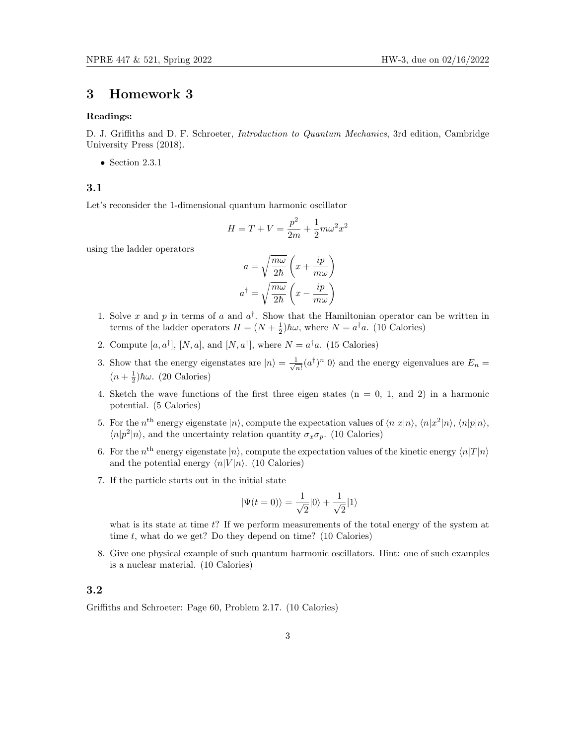# 3 Homework 3

**Readings:**

D. J. Griffiths and D. F. Schroeter, *Introduction to Quantum Mechanics*, 3rd edition, Cambridge University Press (2018).

- Section 2.3.1

### 3.1

Let's reconsider the 1-dimensional quantum harmonic oscillator

$$H = T + V = \frac{p^2}{2m} + \frac{1}{2}m\omega^2 x^2$$

using the ladder operators

$$a = \sqrt{\frac{m\omega}{2\hbar}}\left(x + \frac{ip}{m\omega}\right)$$

$$a^\dagger = \sqrt{\frac{m\omega}{2\hbar}}\left(x - \frac{ip}{m\omega}\right)$$

1. Solve $x$ and $p$ in terms of $a$ and $a^\dagger$. Show that the Hamiltonian operator can be written in terms of the ladder operators $H = (N + \frac{1}{2})\hbar\omega$, where $N = a^\dagger a$. (10 Calories)
2. Compute $[a, a^\dagger]$, $[N, a]$, and $[N, a^\dagger]$, where $N = a^\dagger a$. (15 Calories)
3. Show that the energy eigenstates are $|n\rangle = \frac{1}{\sqrt{n!}}(a^\dagger)^n|0\rangle$ and the energy eigenvalues are $E_n = (n + \frac{1}{2})\hbar\omega$. (20 Calories)
4. Sketch the wave functions of the first three eigen states (n = 0, 1, and 2) in a harmonic potential. (5 Calories)
5. For the $n^{\text{th}}$ energy eigenstate $|n\rangle$, compute the expectation values of $\langle n|x|n\rangle$, $\langle n|x^2|n\rangle$, $\langle n|p|n\rangle$, $\langle n|p^2|n\rangle$, and the uncertainty relation quantity $\sigma_x\sigma_p$. (10 Calories)
6. For the $n^{\text{th}}$ energy eigenstate $|n\rangle$, compute the expectation values of the kinetic energy $\langle n|T|n\rangle$ and the potential energy $\langle n|V|n\rangle$. (10 Calories)
7. If the particle starts out in the initial state

   $$|\Psi(t = 0)\rangle = \frac{1}{\sqrt{2}}|0\rangle + \frac{1}{\sqrt{2}}|1\rangle$$

   what is its state at time $t$? If we perform measurements of the total energy of the system at time $t$, what do we get? Do they depend on time? (10 Calories)
8. Give one physical example of such quantum harmonic oscillators. Hint: one of such examples is a nuclear material. (10 Calories)

### 3.2

Griffiths and Schroeter: Page 60, Problem 2.17. (10 Calories)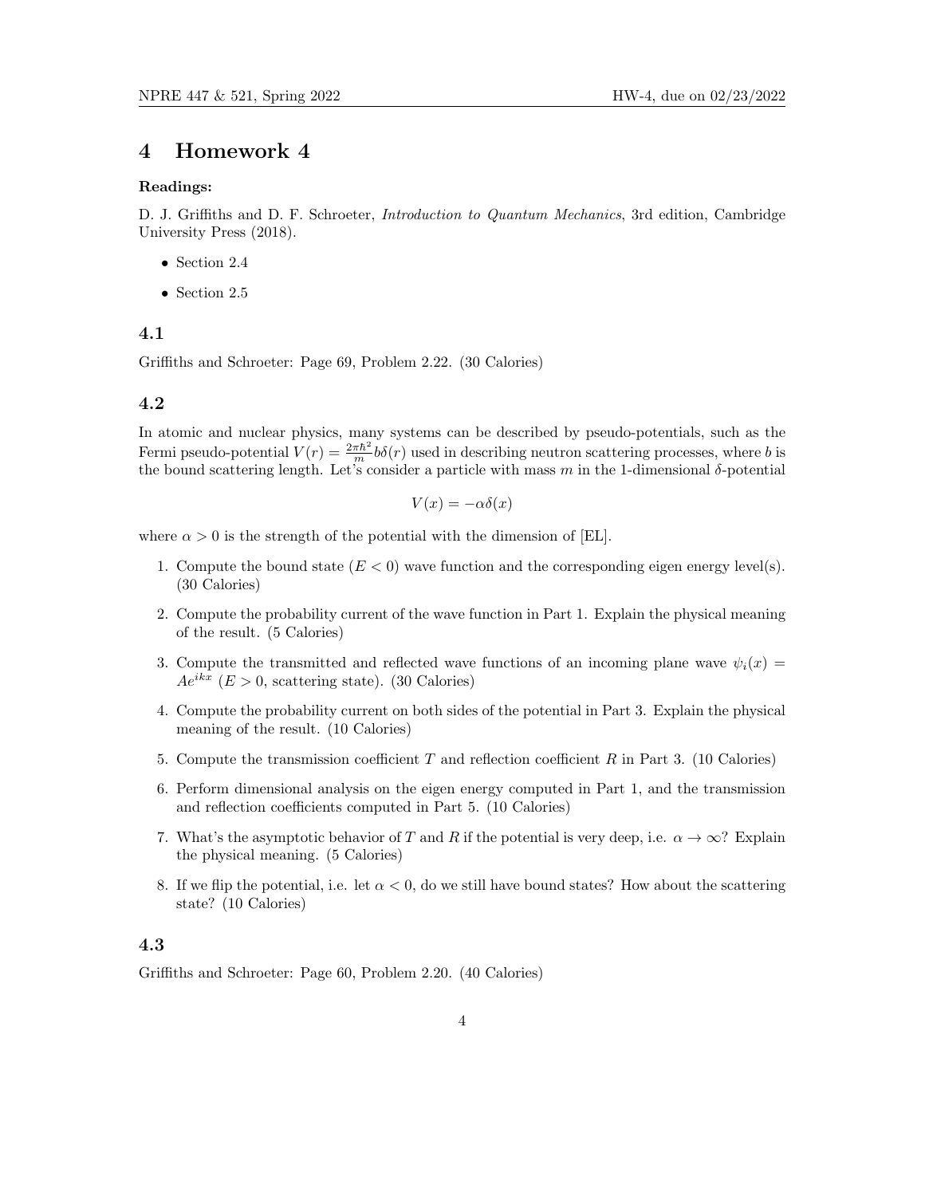# 4 Homework 4

**Readings:**

D. J. Griffiths and D. F. Schroeter, *Introduction to Quantum Mechanics*, 3rd edition, Cambridge University Press (2018).

- Section 2.4
- Section 2.5

### 4.1

Griffiths and Schroeter: Page 69, Problem 2.22. (30 Calories)

### 4.2

In atomic and nuclear physics, many systems can be described by pseudo-potentials, such as the Fermi pseudo-potential $V(r) = \frac{2\pi\hbar^2}{m} b\delta(r)$ used in describing neutron scattering processes, where $b$ is the bound scattering length. Let's consider a particle with mass $m$ in the 1-dimensional $\delta$-potential

$$V(x) = -\alpha\delta(x)$$

where $\alpha > 0$ is the strength of the potential with the dimension of [EL].

1. Compute the bound state ($E < 0$) wave function and the corresponding eigen energy level(s). (30 Calories)
2. Compute the probability current of the wave function in Part 1. Explain the physical meaning of the result. (5 Calories)
3. Compute the transmitted and reflected wave functions of an incoming plane wave $\psi_i(x) = Ae^{ikx}$ ($E > 0$, scattering state). (30 Calories)
4. Compute the probability current on both sides of the potential in Part 3. Explain the physical meaning of the result. (10 Calories)
5. Compute the transmission coefficient $T$ and reflection coefficient $R$ in Part 3. (10 Calories)
6. Perform dimensional analysis on the eigen energy computed in Part 1, and the transmission and reflection coefficients computed in Part 5. (10 Calories)
7. What's the asymptotic behavior of $T$ and $R$ if the potential is very deep, i.e. $\alpha \to \infty$? Explain the physical meaning. (5 Calories)
8. If we flip the potential, i.e. let $\alpha < 0$, do we still have bound states? How about the scattering state? (10 Calories)

### 4.3

Griffiths and Schroeter: Page 60, Problem 2.20. (40 Calories)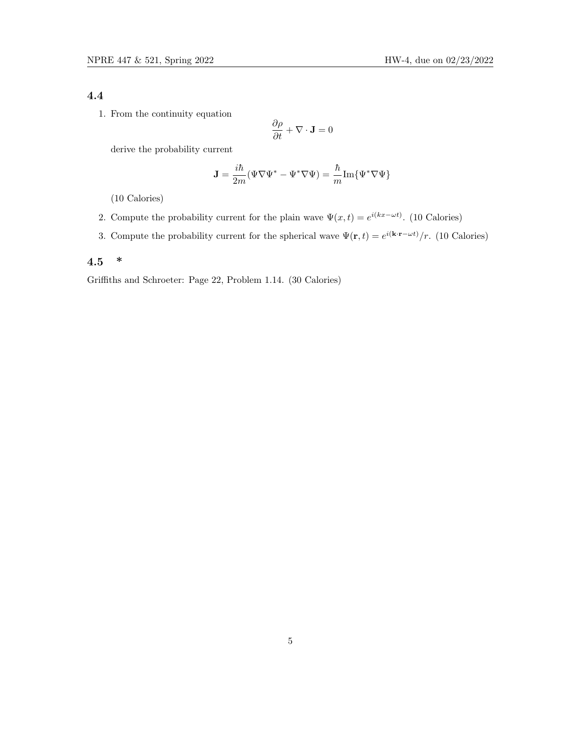## 4.4

1. From the continuity equation

$$\frac{\partial \rho}{\partial t} + \nabla \cdot \mathbf{J} = 0$$

derive the probability current

$$\mathbf{J} = \frac{i\hbar}{2m}(\Psi \nabla \Psi^* - \Psi^* \nabla \Psi) = \frac{\hbar}{m}\mathrm{Im}\{\Psi^* \nabla \Psi\}$$

(10 Calories)

2. Compute the probability current for the plain wave $\Psi(x,t) = e^{i(kx-\omega t)}$. (10 Calories)

3. Compute the probability current for the spherical wave $\Psi(\mathbf{r},t) = e^{i(\mathbf{k}\cdot\mathbf{r}-\omega t)}/r$. (10 Calories)

## 4.5 *

Griffiths and Schroeter: Page 22, Problem 1.14. (30 Calories)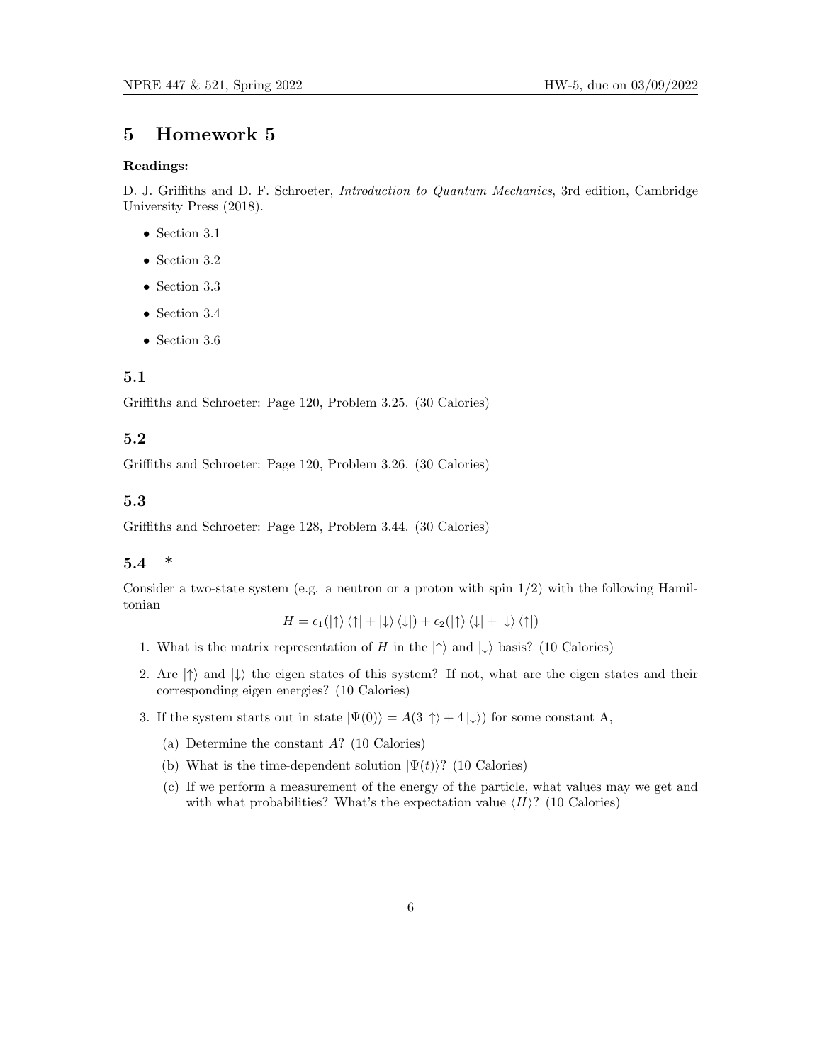# 5 Homework 5

**Readings:**

D. J. Griffiths and D. F. Schroeter, *Introduction to Quantum Mechanics*, 3rd edition, Cambridge University Press (2018).

- Section 3.1
- Section 3.2
- Section 3.3
- Section 3.4
- Section 3.6

## 5.1

Griffiths and Schroeter: Page 120, Problem 3.25. (30 Calories)

## 5.2

Griffiths and Schroeter: Page 120, Problem 3.26. (30 Calories)

## 5.3

Griffiths and Schroeter: Page 128, Problem 3.44. (30 Calories)

## 5.4 *

Consider a two-state system (e.g. a neutron or a proton with spin 1/2) with the following Hamiltonian

$$H = \epsilon_1(|\uparrow\rangle\langle\uparrow| + |\downarrow\rangle\langle\downarrow|) + \epsilon_2(|\uparrow\rangle\langle\downarrow| + |\downarrow\rangle\langle\uparrow|)$$

1. What is the matrix representation of $H$ in the $|\uparrow\rangle$ and $|\downarrow\rangle$ basis? (10 Calories)
2. Are $|\uparrow\rangle$ and $|\downarrow\rangle$ the eigen states of this system? If not, what are the eigen states and their corresponding eigen energies? (10 Calories)
3. If the system starts out in state $|\Psi(0)\rangle = A(3|\uparrow\rangle + 4|\downarrow\rangle)$ for some constant A,
   (a) Determine the constant $A$? (10 Calories)
   (b) What is the time-dependent solution $|\Psi(t)\rangle$? (10 Calories)
   (c) If we perform a measurement of the energy of the particle, what values may we get and with what probabilities? What's the expectation value $\langle H\rangle$? (10 Calories)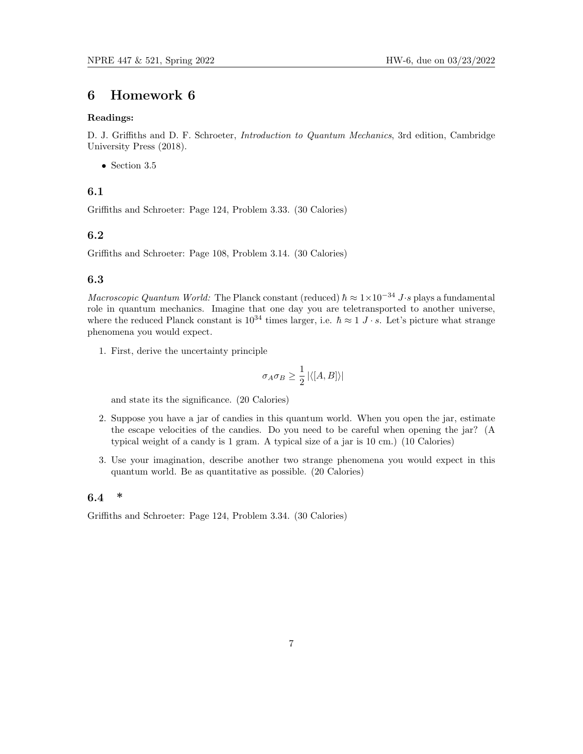# 6 Homework 6

**Readings:**

D. J. Griffiths and D. F. Schroeter, *Introduction to Quantum Mechanics*, 3rd edition, Cambridge University Press (2018).

- Section 3.5

### 6.1

Griffiths and Schroeter: Page 124, Problem 3.33. (30 Calories)

### 6.2

Griffiths and Schroeter: Page 108, Problem 3.14. (30 Calories)

### 6.3

*Macroscopic Quantum World:* The Planck constant (reduced) $\hbar \approx 1 \times 10^{-34}\ J{\cdot}s$ plays a fundamental role in quantum mechanics. Imagine that one day you are teletransported to another universe, where the reduced Planck constant is $10^{34}$ times larger, i.e. $\hbar \approx 1\ J \cdot s$. Let's picture what strange phenomena you would expect.

1. First, derive the uncertainty principle

$$\sigma_A \sigma_B \geq \frac{1}{2} \left| \langle [A, B] \rangle \right|$$

   and state its the significance. (20 Calories)

2. Suppose you have a jar of candies in this quantum world. When you open the jar, estimate the escape velocities of the candies. Do you need to be careful when opening the jar? (A typical weight of a candy is 1 gram. A typical size of a jar is 10 cm.) (10 Calories)

3. Use your imagination, describe another two strange phenomena you would expect in this quantum world. Be as quantitative as possible. (20 Calories)

### 6.4 *

Griffiths and Schroeter: Page 124, Problem 3.34. (30 Calories)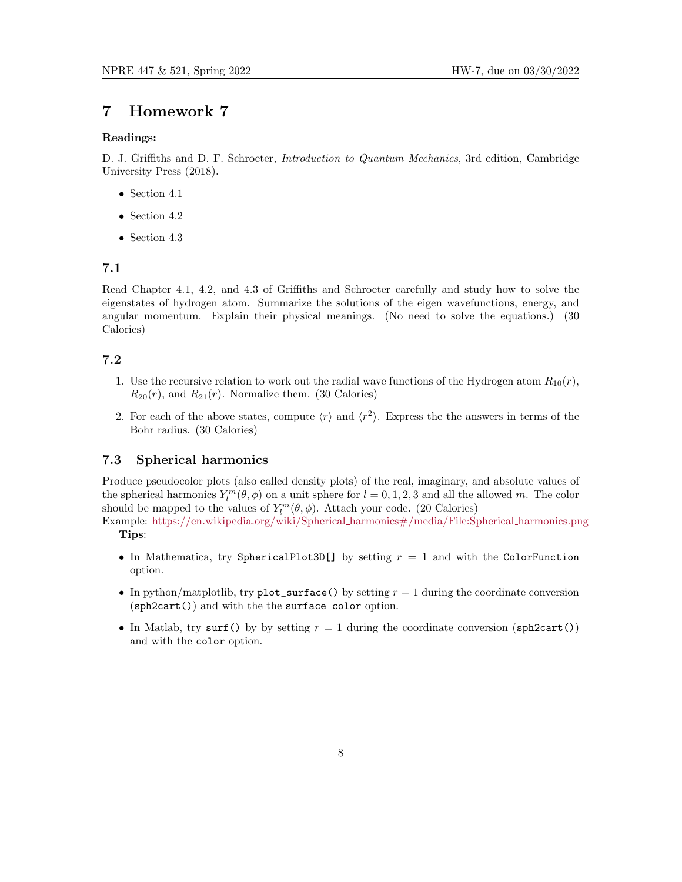# 7 Homework 7

**Readings:**

D. J. Griffiths and D. F. Schroeter, *Introduction to Quantum Mechanics*, 3rd edition, Cambridge University Press (2018).

- Section 4.1
- Section 4.2
- Section 4.3

## 7.1

Read Chapter 4.1, 4.2, and 4.3 of Griffiths and Schroeter carefully and study how to solve the eigenstates of hydrogen atom. Summarize the solutions of the eigen wavefunctions, energy, and angular momentum. Explain their physical meanings. (No need to solve the equations.) (30 Calories)

## 7.2

1. Use the recursive relation to work out the radial wave functions of the Hydrogen atom $R_{10}(r)$, $R_{20}(r)$, and $R_{21}(r)$. Normalize them. (30 Calories)
2. For each of the above states, compute $\langle r \rangle$ and $\langle r^2 \rangle$. Express the the answers in terms of the Bohr radius. (30 Calories)

## 7.3 Spherical harmonics

Produce pseudocolor plots (also called density plots) of the real, imaginary, and absolute values of the spherical harmonics $Y_l^m(\theta, \phi)$ on a unit sphere for $l = 0, 1, 2, 3$ and all the allowed $m$. The color should be mapped to the values of $Y_l^m(\theta, \phi)$. Attach your code. (20 Calories)
Example: https://en.wikipedia.org/wiki/Spherical_harmonics#/media/File:Spherical_harmonics.png

**Tips**:

- In Mathematica, try `SphericalPlot3D[]` by setting $r = 1$ and with the `ColorFunction` option.
- In python/matplotlib, try `plot_surface()` by setting $r = 1$ during the coordinate conversion (`sph2cart()`) and with the the `surface color` option.
- In Matlab, try `surf()` by by setting $r = 1$ during the coordinate conversion (`sph2cart()`) and with the `color` option.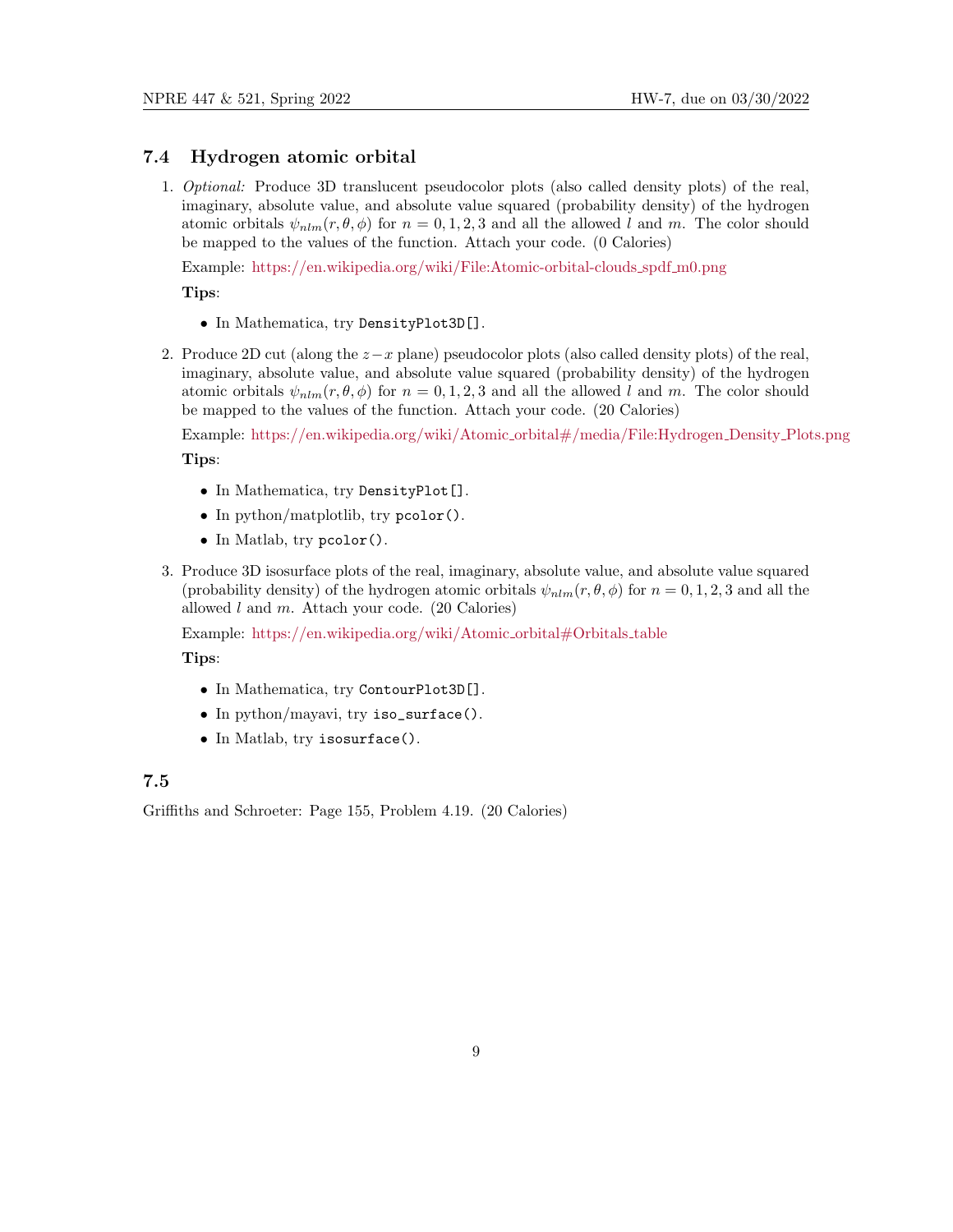## 7.4 Hydrogen atomic orbital

1. *Optional:* Produce 3D translucent pseudocolor plots (also called density plots) of the real, imaginary, absolute value, and absolute value squared (probability density) of the hydrogen atomic orbitals $\psi_{nlm}(r, \theta, \phi)$ for $n = 0, 1, 2, 3$ and all the allowed $l$ and $m$. The color should be mapped to the values of the function. Attach your code. (0 Calories)

   Example: https://en.wikipedia.org/wiki/File:Atomic-orbital-clouds_spdf_m0.png

   **Tips**:

   - In Mathematica, try `DensityPlot3D[]`.

2. Produce 2D cut (along the $z-x$ plane) pseudocolor plots (also called density plots) of the real, imaginary, absolute value, and absolute value squared (probability density) of the hydrogen atomic orbitals $\psi_{nlm}(r, \theta, \phi)$ for $n = 0, 1, 2, 3$ and all the allowed $l$ and $m$. The color should be mapped to the values of the function. Attach your code. (20 Calories)

   Example: https://en.wikipedia.org/wiki/Atomic_orbital#/media/File:Hydrogen_Density_Plots.png

   **Tips**:

   - In Mathematica, try `DensityPlot[]`.
   - In python/matplotlib, try `pcolor()`.
   - In Matlab, try `pcolor()`.

3. Produce 3D isosurface plots of the real, imaginary, absolute value, and absolute value squared (probability density) of the hydrogen atomic orbitals $\psi_{nlm}(r, \theta, \phi)$ for $n = 0, 1, 2, 3$ and all the allowed $l$ and $m$. Attach your code. (20 Calories)

   Example: https://en.wikipedia.org/wiki/Atomic_orbital#Orbitals_table

   **Tips**:

   - In Mathematica, try `ContourPlot3D[]`.
   - In python/mayavi, try `iso_surface()`.
   - In Matlab, try `isosurface()`.

## 7.5

Griffiths and Schroeter: Page 155, Problem 4.19. (20 Calories)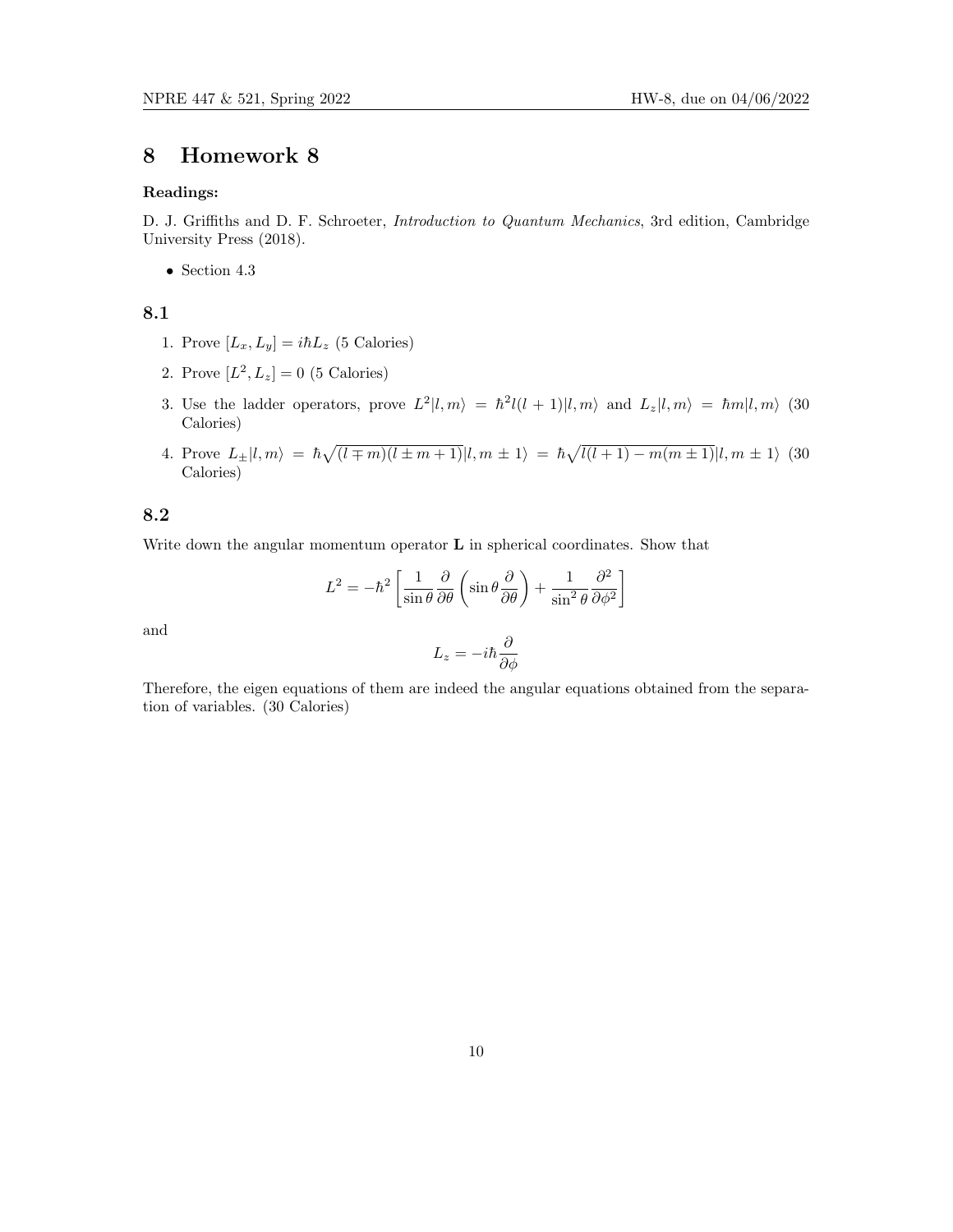# 8 Homework 8

**Readings:**

D. J. Griffiths and D. F. Schroeter, *Introduction to Quantum Mechanics*, 3rd edition, Cambridge University Press (2018).

- Section 4.3

## 8.1

1. Prove $[L_x, L_y] = i\hbar L_z$ (5 Calories)
2. Prove $[L^2, L_z] = 0$ (5 Calories)
3. Use the ladder operators, prove $L^2|l,m\rangle = \hbar^2 l(l+1)|l,m\rangle$ and $L_z|l,m\rangle = \hbar m|l,m\rangle$ (30 Calories)
4. Prove $L_\pm|l,m\rangle = \hbar\sqrt{(l \mp m)(l \pm m + 1)}|l, m \pm 1\rangle = \hbar\sqrt{l(l+1) - m(m \pm 1)}|l, m \pm 1\rangle$ (30 Calories)

## 8.2

Write down the angular momentum operator $\mathbf{L}$ in spherical coordinates. Show that

$$L^2 = -\hbar^2 \left[ \frac{1}{\sin\theta} \frac{\partial}{\partial\theta} \left( \sin\theta \frac{\partial}{\partial\theta} \right) + \frac{1}{\sin^2\theta} \frac{\partial^2}{\partial\phi^2} \right]$$

and

$$L_z = -i\hbar \frac{\partial}{\partial\phi}$$

Therefore, the eigen equations of them are indeed the angular equations obtained from the separation of variables. (30 Calories)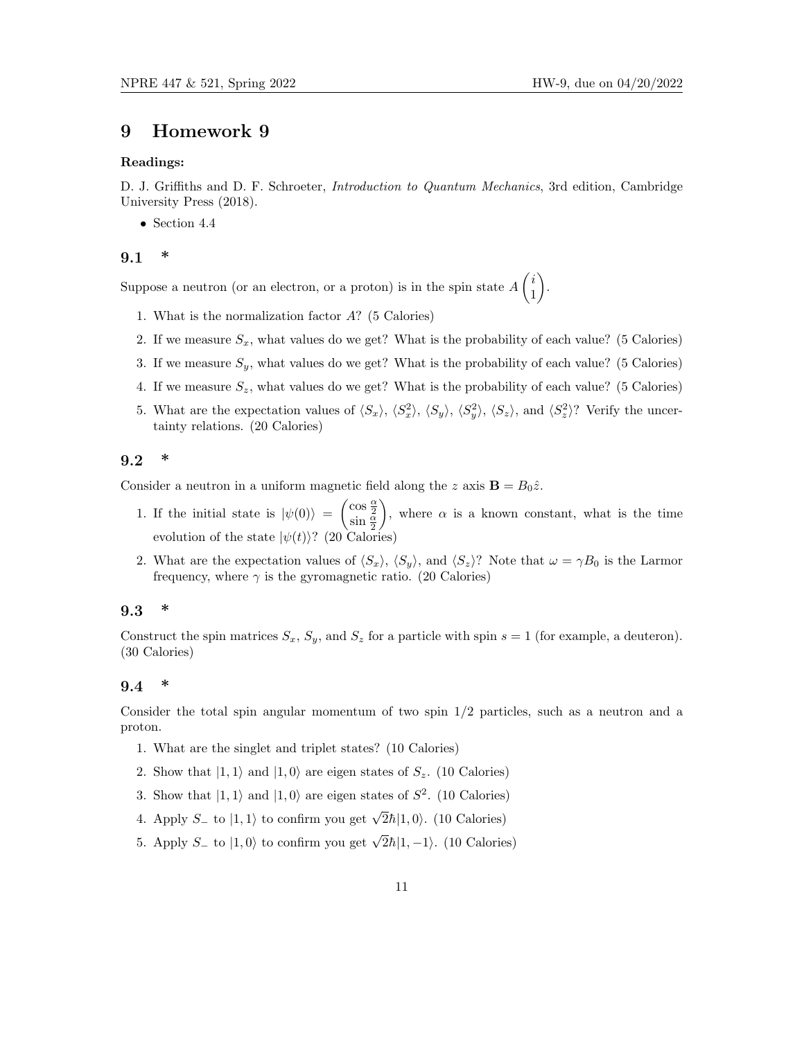# 9 Homework 9

**Readings:**

D. J. Griffiths and D. F. Schroeter, *Introduction to Quantum Mechanics*, 3rd edition, Cambridge University Press (2018).

- Section 4.4

## 9.1 *

Suppose a neutron (or an electron, or a proton) is in the spin state $A\begin{pmatrix} i \\ 1 \end{pmatrix}$.

1. What is the normalization factor $A$? (5 Calories)
2. If we measure $S_x$, what values do we get? What is the probability of each value? (5 Calories)
3. If we measure $S_y$, what values do we get? What is the probability of each value? (5 Calories)
4. If we measure $S_z$, what values do we get? What is the probability of each value? (5 Calories)
5. What are the expectation values of $\langle S_x \rangle$, $\langle S_x^2 \rangle$, $\langle S_y \rangle$, $\langle S_y^2 \rangle$, $\langle S_z \rangle$, and $\langle S_z^2 \rangle$? Verify the uncertainty relations. (20 Calories)

## 9.2 *

Consider a neutron in a uniform magnetic field along the $z$ axis $\mathbf{B} = B_0 \hat{z}$.

1. If the initial state is $|\psi(0)\rangle = \begin{pmatrix} \cos\frac{\alpha}{2} \\ \sin\frac{\alpha}{2} \end{pmatrix}$, where $\alpha$ is a known constant, what is the time evolution of the state $|\psi(t)\rangle$? (20 Calories)
2. What are the expectation values of $\langle S_x \rangle$, $\langle S_y \rangle$, and $\langle S_z \rangle$? Note that $\omega = \gamma B_0$ is the Larmor frequency, where $\gamma$ is the gyromagnetic ratio. (20 Calories)

## 9.3 *

Construct the spin matrices $S_x$, $S_y$, and $S_z$ for a particle with spin $s = 1$ (for example, a deuteron). (30 Calories)

## 9.4 *

Consider the total spin angular momentum of two spin 1/2 particles, such as a neutron and a proton.

1. What are the singlet and triplet states? (10 Calories)
2. Show that $|1, 1\rangle$ and $|1, 0\rangle$ are eigen states of $S_z$. (10 Calories)
3. Show that $|1, 1\rangle$ and $|1, 0\rangle$ are eigen states of $S^2$. (10 Calories)
4. Apply $S_-$ to $|1, 1\rangle$ to confirm you get $\sqrt{2}\hbar|1, 0\rangle$. (10 Calories)
5. Apply $S_-$ to $|1, 0\rangle$ to confirm you get $\sqrt{2}\hbar|1, -1\rangle$. (10 Calories)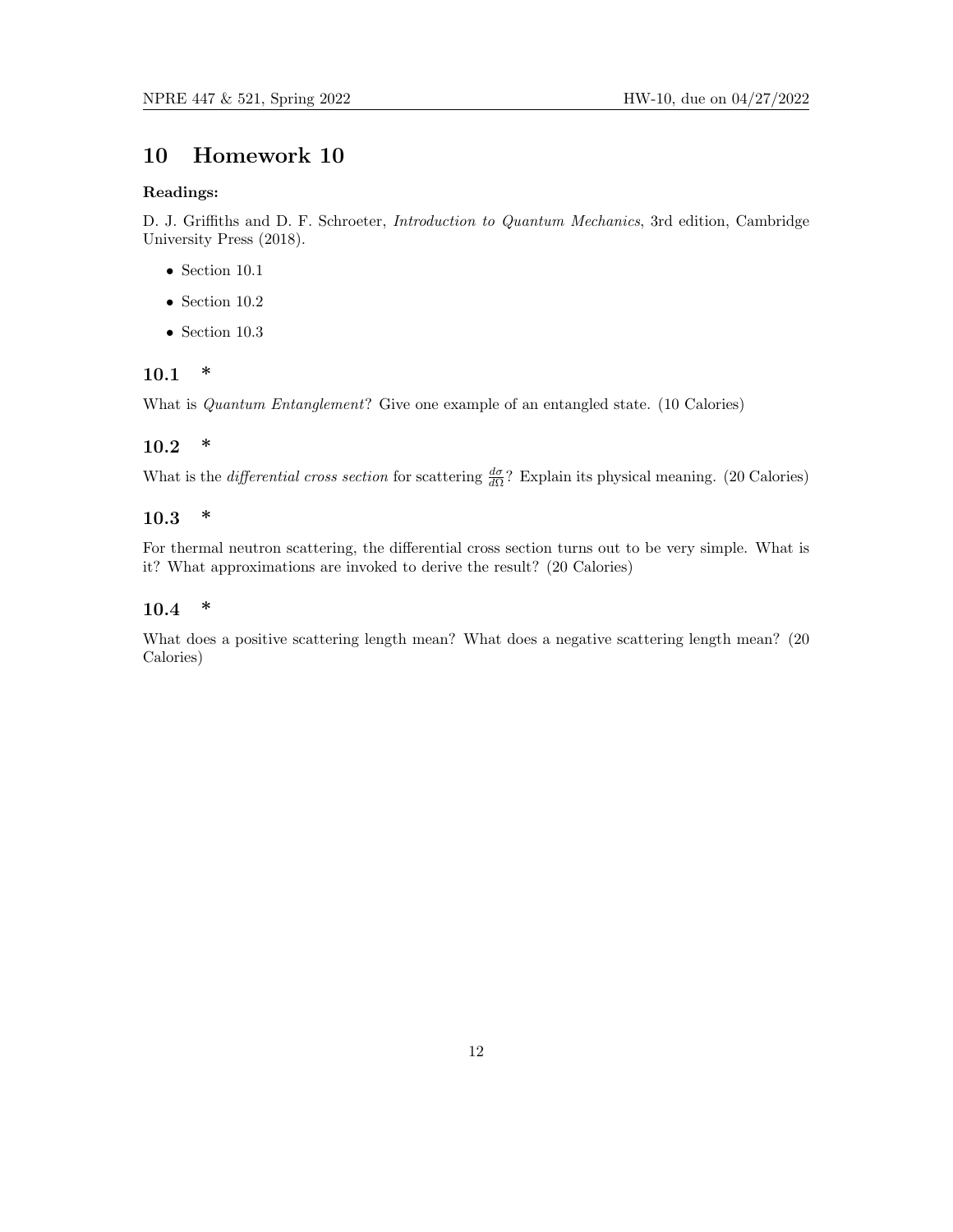## 10 Homework 10

**Readings:**

D. J. Griffiths and D. F. Schroeter, *Introduction to Quantum Mechanics*, 3rd edition, Cambridge University Press (2018).

- Section 10.1
- Section 10.2
- Section 10.3

### 10.1 *

What is *Quantum Entanglement*? Give one example of an entangled state. (10 Calories)

### 10.2 *

What is the *differential cross section* for scattering $\frac{d\sigma}{d\Omega}$? Explain its physical meaning. (20 Calories)

### 10.3 *

For thermal neutron scattering, the differential cross section turns out to be very simple. What is it? What approximations are invoked to derive the result? (20 Calories)

### 10.4 *

What does a positive scattering length mean? What does a negative scattering length mean? (20 Calories)